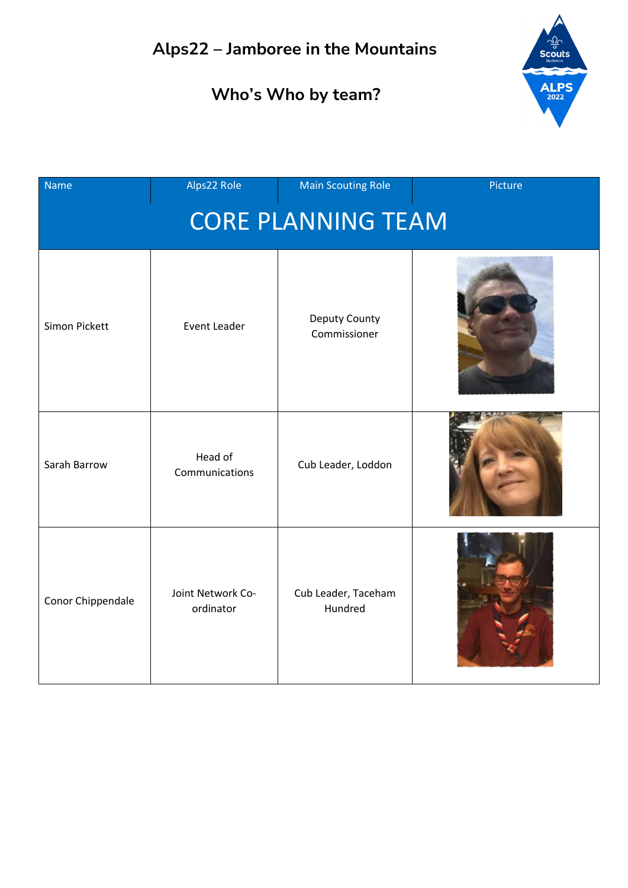# Alps22 – Jamboree in the Mountains

## Who's Who by team?

| Name | Alps22 Role | Main Scouting Role | Picture |
|---|---|---|---|
| **CORE PLANNING TEAM** | | | |
| Simon Pickett | Event Leader | Deputy County Commissioner | |
| Sarah Barrow | Head of Communications | Cub Leader, Loddon | |
| Conor Chippendale | Joint Network Co-ordinator | Cub Leader, Taceham Hundred | |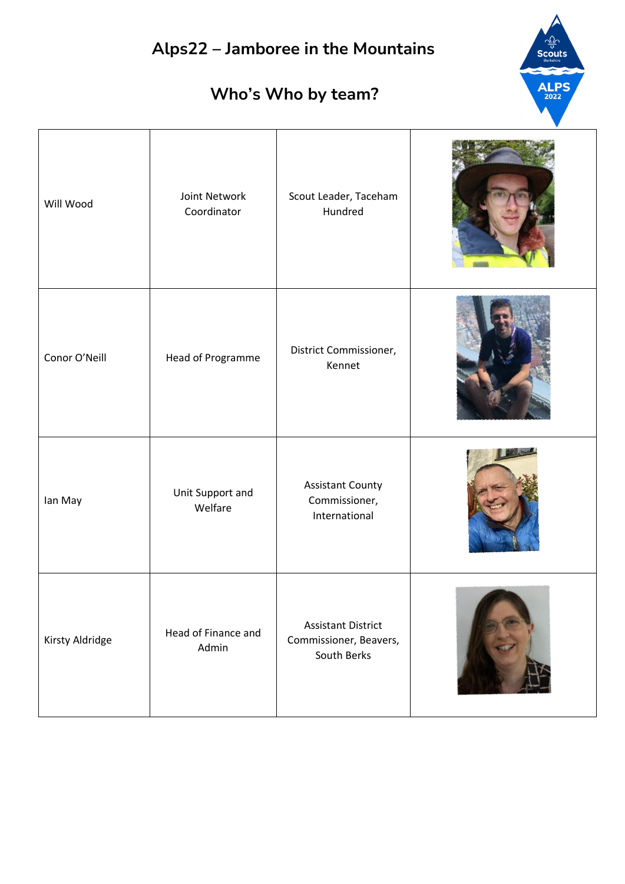# Alps22 – Jamboree in the Mountains

## Who's Who by team?

| | | | |
|---|---|---|---|
| Will Wood | Joint Network Coordinator | Scout Leader, Taceham Hundred | |
| Conor O'Neill | Head of Programme | District Commissioner, Kennet | |
| Ian May | Unit Support and Welfare | Assistant County Commissioner, International | |
| Kirsty Aldridge | Head of Finance and Admin | Assistant District Commissioner, Beavers, South Berks | |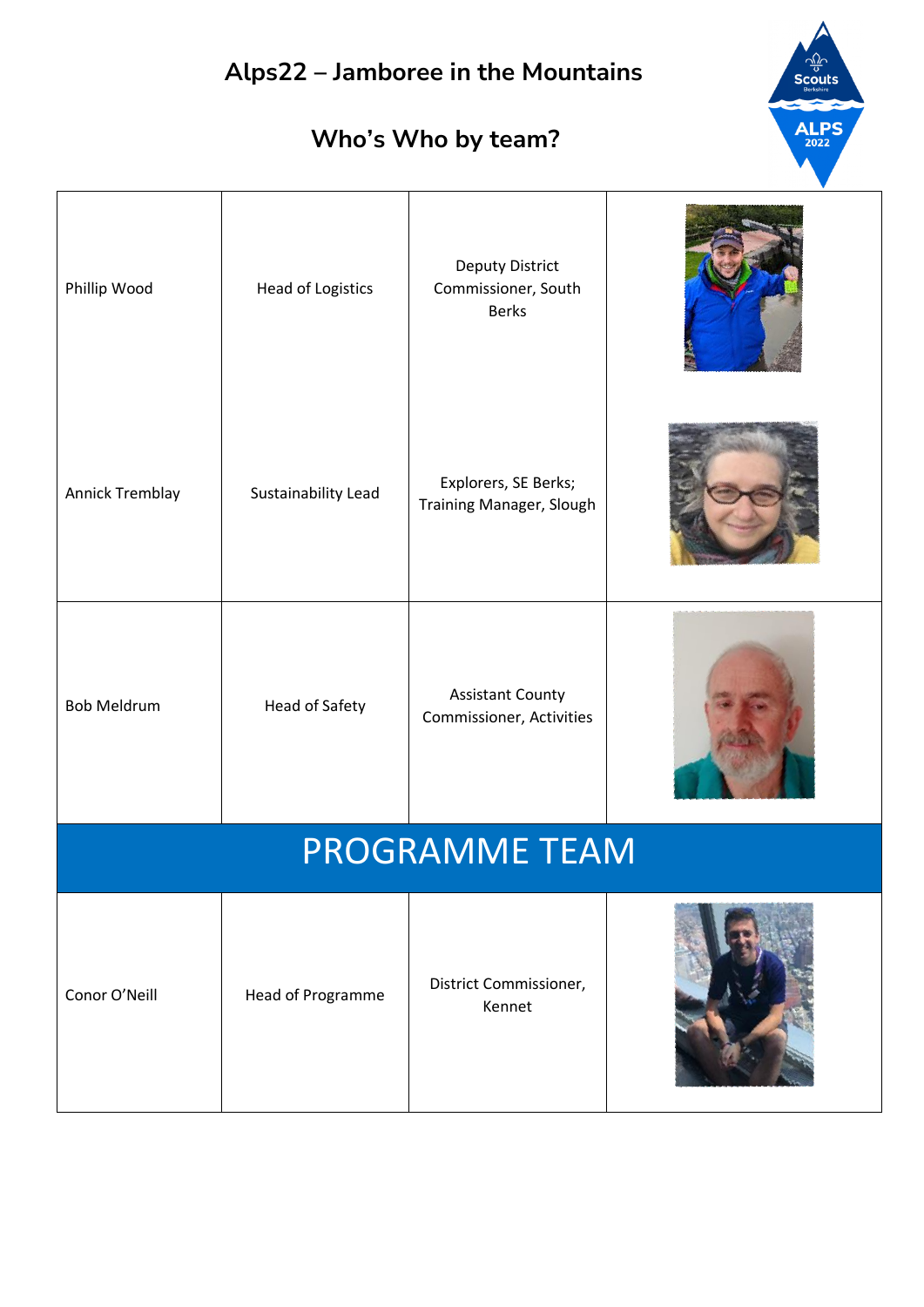# Alps22 – Jamboree in the Mountains

## Who's Who by team?

| | | | |
|---|---|---|---|
| Phillip Wood | Head of Logistics | Deputy District Commissioner, South Berks | |
| Annick Tremblay | Sustainability Lead | Explorers, SE Berks; Training Manager, Slough | |
| Bob Meldrum | Head of Safety | Assistant County Commissioner, Activities | |
| **PROGRAMME TEAM** | | | |
| Conor O'Neill | Head of Programme | District Commissioner, Kennet | |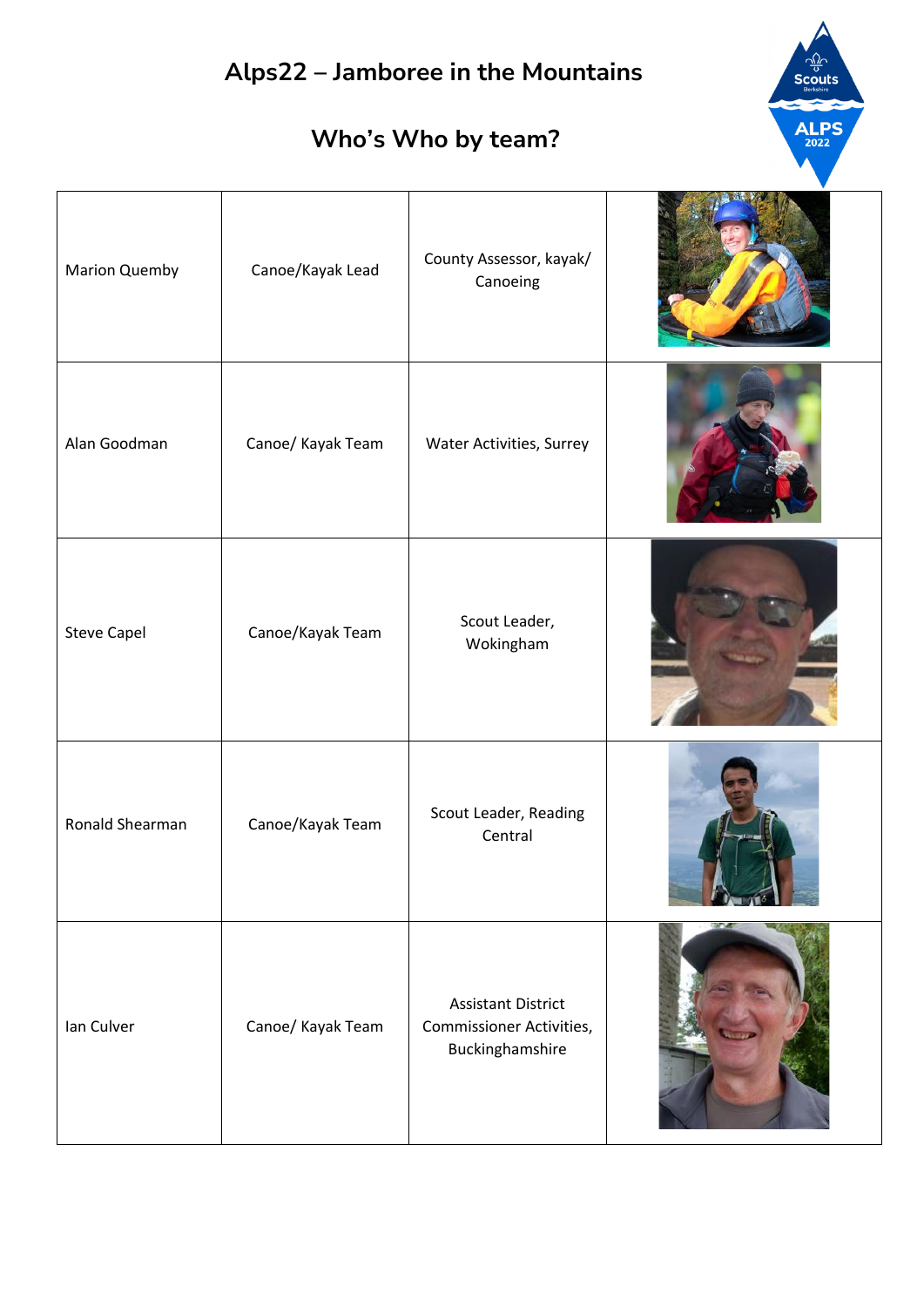# Alps22 – Jamboree in the Mountains

## Who's Who by team?

| | | | |
|---|---|---|---|
| Marion Quemby | Canoe/Kayak Lead | County Assessor, kayak/ Canoeing | |
| Alan Goodman | Canoe/ Kayak Team | Water Activities, Surrey | |
| Steve Capel | Canoe/Kayak Team | Scout Leader, Wokingham | |
| Ronald Shearman | Canoe/Kayak Team | Scout Leader, Reading Central | |
| Ian Culver | Canoe/ Kayak Team | Assistant District Commissioner Activities, Buckinghamshire | |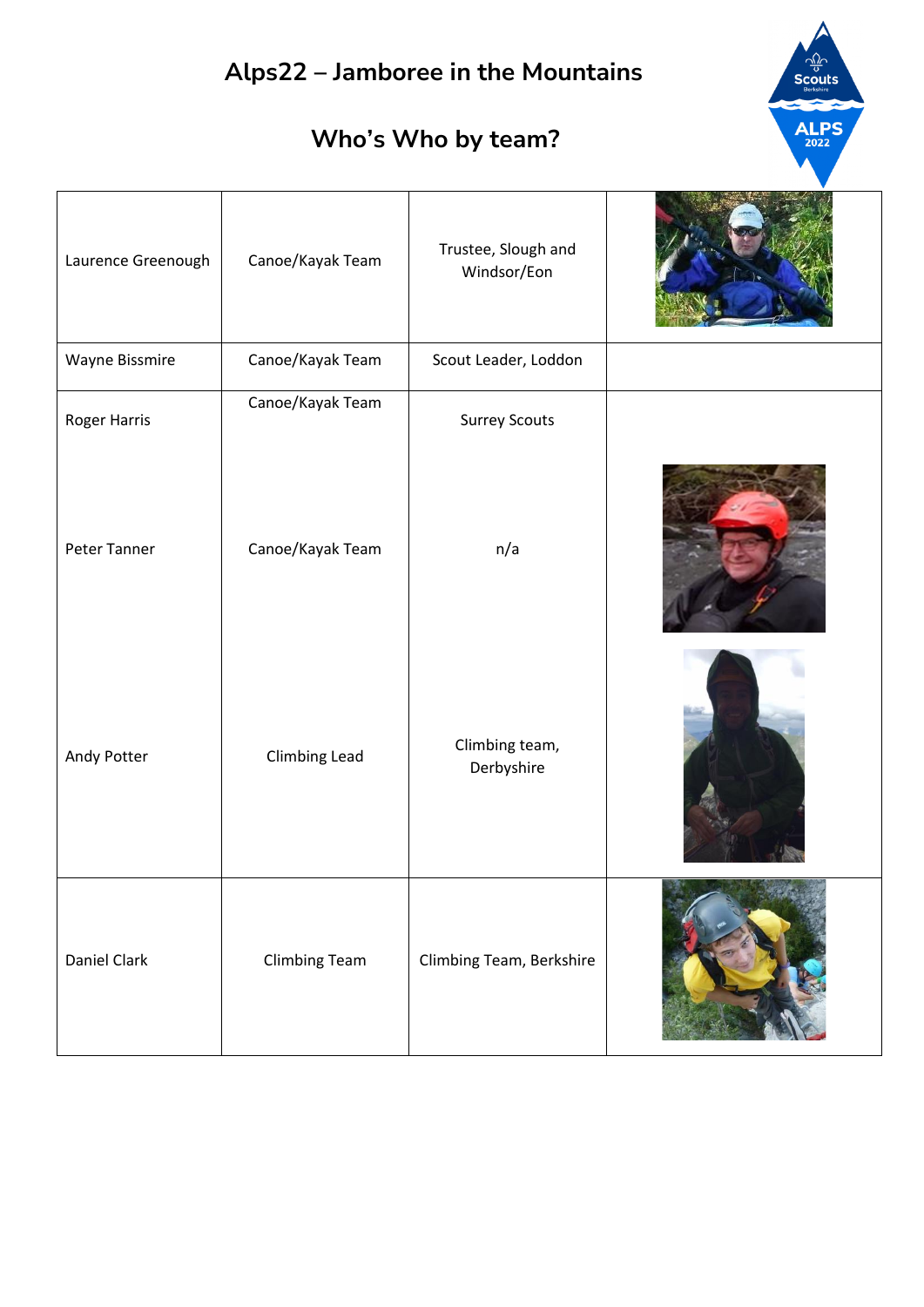# Alps22 – Jamboree in the Mountains

## Who's Who by team?

| | | | |
|---|---|---|---|
| Laurence Greenough | Canoe/Kayak Team | Trustee, Slough and Windsor/Eon | |
| Wayne Bissmire | Canoe/Kayak Team | Scout Leader, Loddon | |
| Roger Harris | Canoe/Kayak Team | Surrey Scouts | |
| Peter Tanner | Canoe/Kayak Team | n/a | |
| Andy Potter | Climbing Lead | Climbing team, Derbyshire | |
| Daniel Clark | Climbing Team | Climbing Team, Berkshire | |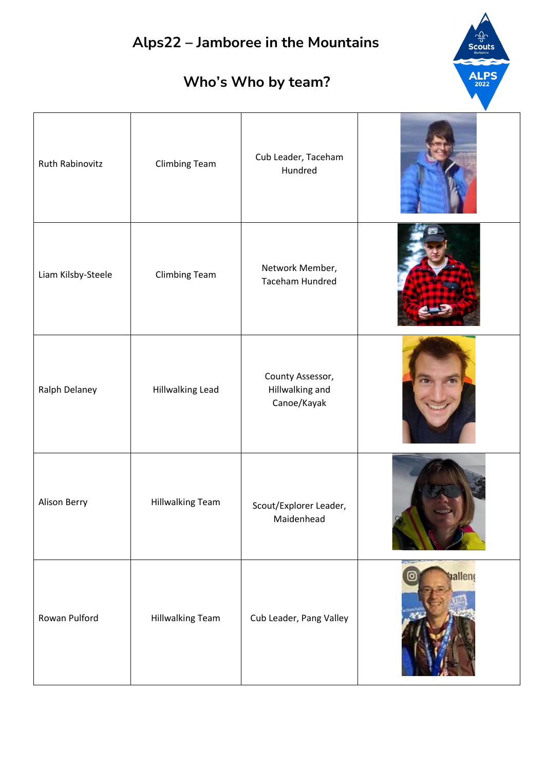# Alps22 – Jamboree in the Mountains

## Who's Who by team?

| | | | |
|---|---|---|---|
| Ruth Rabinovitz | Climbing Team | Cub Leader, Taceham Hundred | |
| Liam Kilsby-Steele | Climbing Team | Network Member, Taceham Hundred | |
| Ralph Delaney | Hillwalking Lead | County Assessor, Hillwalking and Canoe/Kayak | |
| Alison Berry | Hillwalking Team | Scout/Explorer Leader, Maidenhead | |
| Rowan Pulford | Hillwalking Team | Cub Leader, Pang Valley | |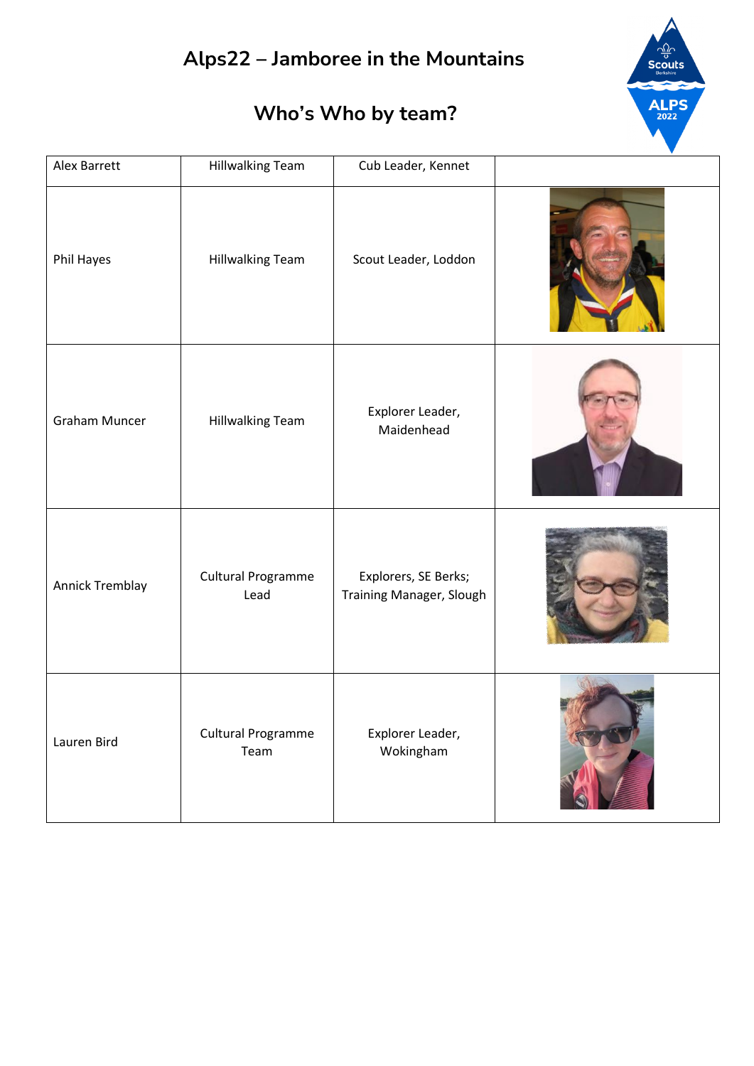# Alps22 – Jamboree in the Mountains

## Who's Who by team?

| Alex Barrett | Hillwalking Team | Cub Leader, Kennet | |
|---|---|---|---|
| Phil Hayes | Hillwalking Team | Scout Leader, Loddon | |
| Graham Muncer | Hillwalking Team | Explorer Leader, Maidenhead | |
| Annick Tremblay | Cultural Programme Lead | Explorers, SE Berks; Training Manager, Slough | |
| Lauren Bird | Cultural Programme Team | Explorer Leader, Wokingham | |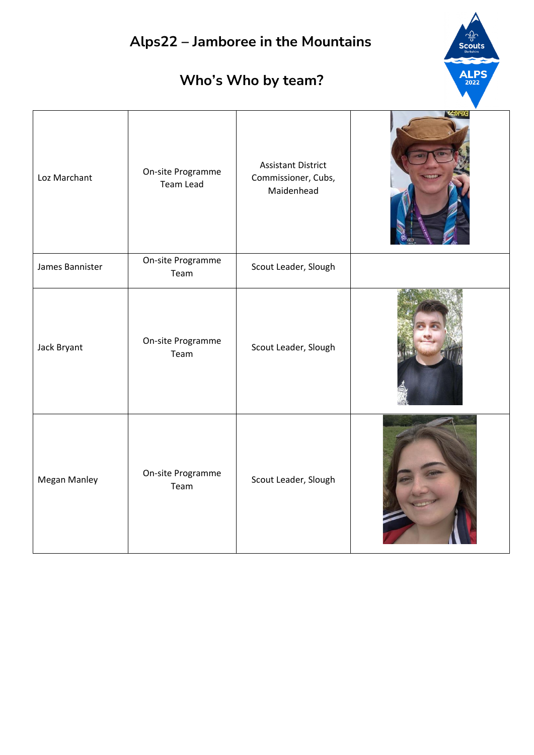# Alps22 – Jamboree in the Mountains

## Who's Who by team?

| | | | |
|---|---|---|---|
| Loz Marchant | On-site Programme Team Lead | Assistant District Commissioner, Cubs, Maidenhead | |
| James Bannister | On-site Programme Team | Scout Leader, Slough | |
| Jack Bryant | On-site Programme Team | Scout Leader, Slough | |
| Megan Manley | On-site Programme Team | Scout Leader, Slough | |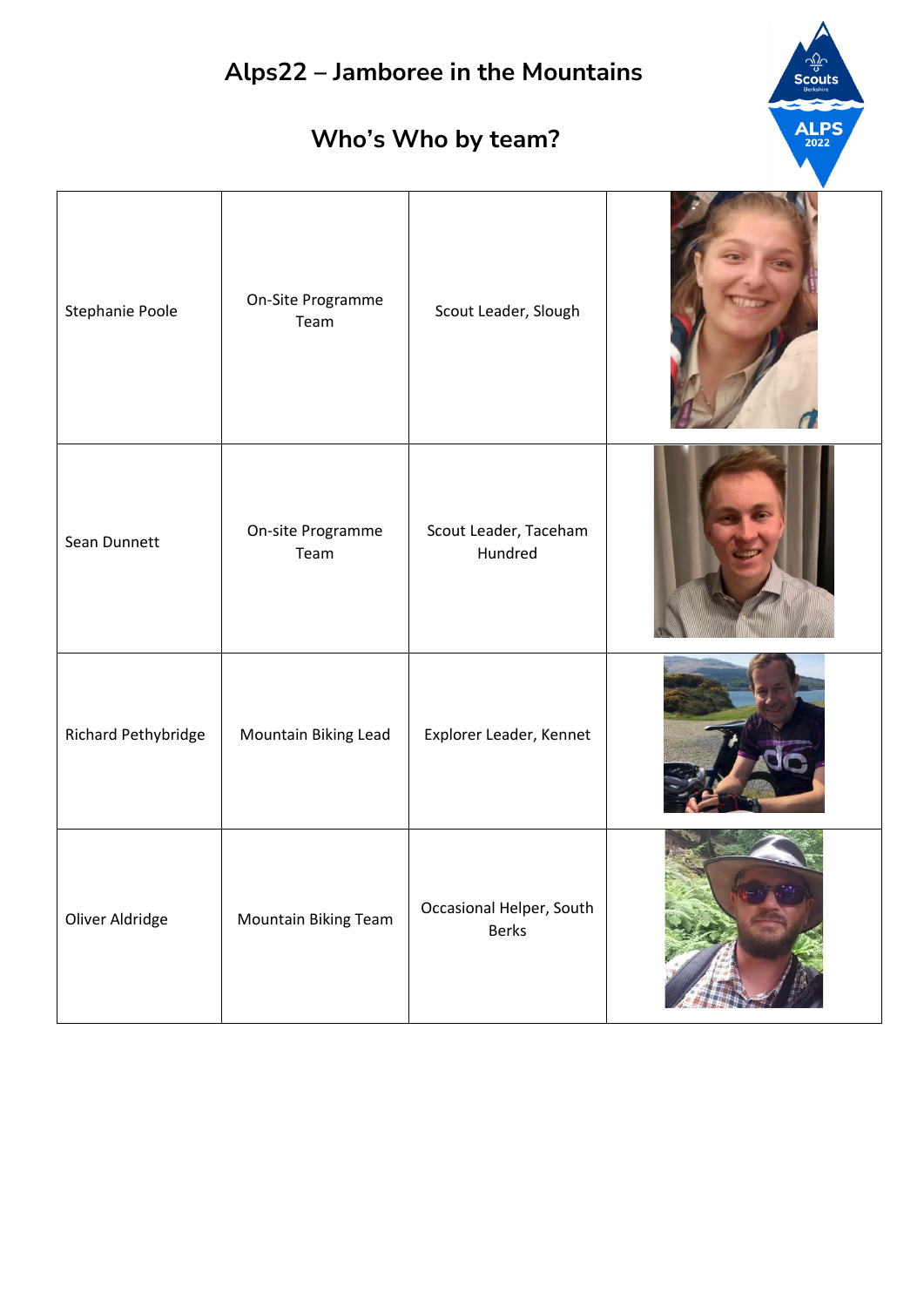## Alps22 – Jamboree in the Mountains

## Who's Who by team?

| | | | |
|---|---|---|---|
| Stephanie Poole | On-Site Programme Team | Scout Leader, Slough | |
| Sean Dunnett | On-site Programme Team | Scout Leader, Taceham Hundred | |
| Richard Pethybridge | Mountain Biking Lead | Explorer Leader, Kennet | |
| Oliver Aldridge | Mountain Biking Team | Occasional Helper, South Berks | |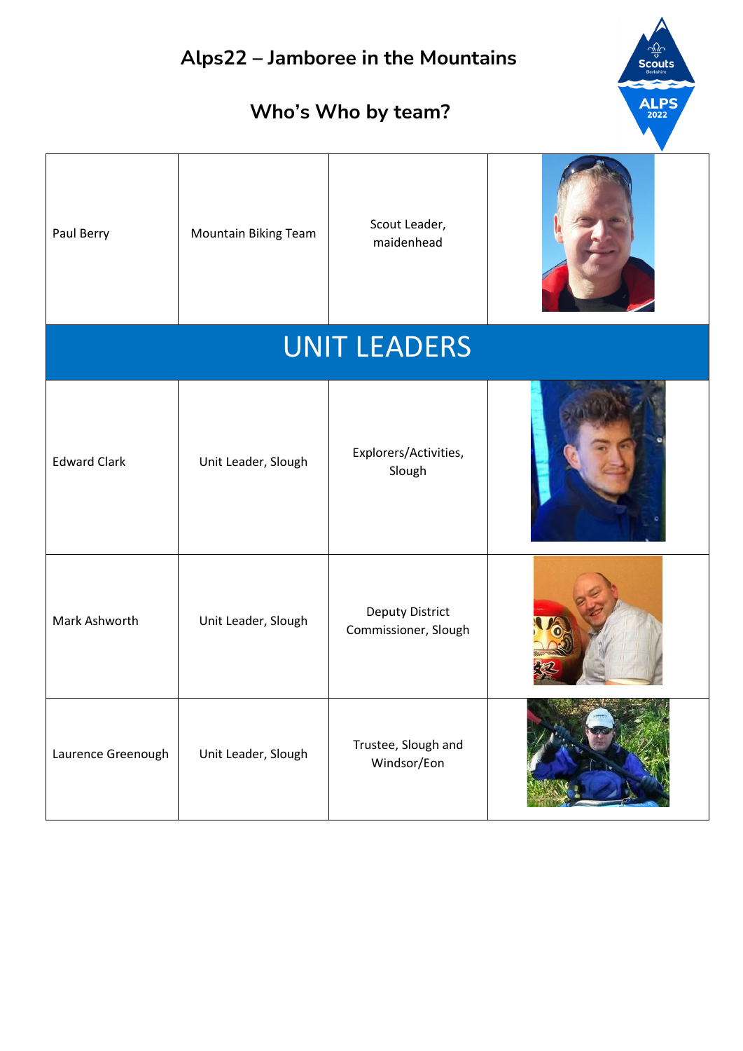# Alps22 – Jamboree in the Mountains

## Who's Who by team?

| | | | |
|---|---|---|---|
| Paul Berry | Mountain Biking Team | Scout Leader, maidenhead | |
| **UNIT LEADERS** | | | |
| Edward Clark | Unit Leader, Slough | Explorers/Activities, Slough | |
| Mark Ashworth | Unit Leader, Slough | Deputy District Commissioner, Slough | |
| Laurence Greenough | Unit Leader, Slough | Trustee, Slough and Windsor/Eon | |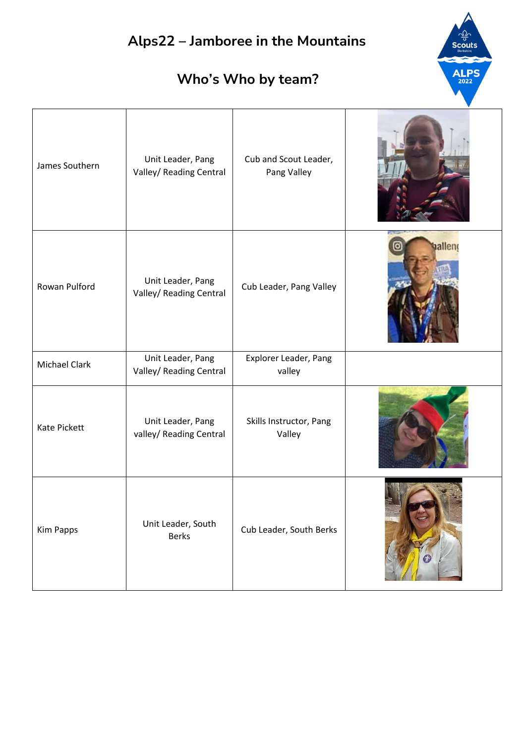# Alps22 – Jamboree in the Mountains

## Who's Who by team?

| | | | |
|---|---|---|---|
| James Southern | Unit Leader, Pang Valley/ Reading Central | Cub and Scout Leader, Pang Valley | |
| Rowan Pulford | Unit Leader, Pang Valley/ Reading Central | Cub Leader, Pang Valley | |
| Michael Clark | Unit Leader, Pang Valley/ Reading Central | Explorer Leader, Pang valley | |
| Kate Pickett | Unit Leader, Pang valley/ Reading Central | Skills Instructor, Pang Valley | |
| Kim Papps | Unit Leader, South Berks | Cub Leader, South Berks | |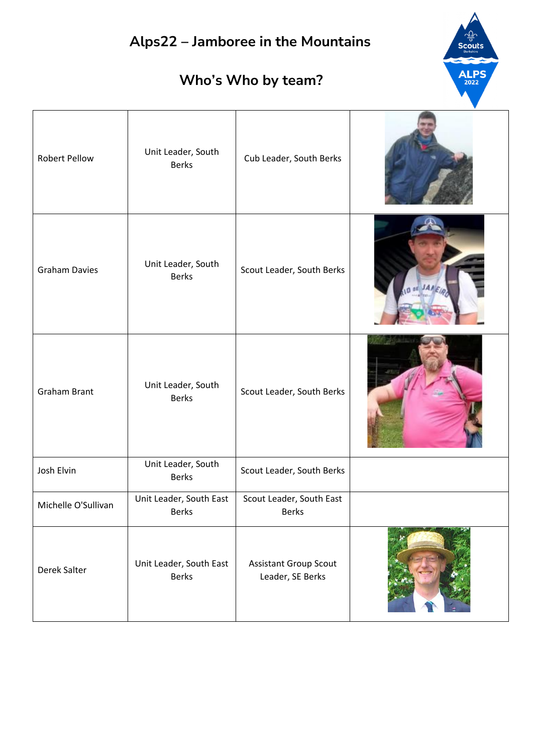## Alps22 – Jamboree in the Mountains

## Who's Who by team?

| | | | |
|---|---|---|---|
| Robert Pellow | Unit Leader, South Berks | Cub Leader, South Berks | |
| Graham Davies | Unit Leader, South Berks | Scout Leader, South Berks | |
| Graham Brant | Unit Leader, South Berks | Scout Leader, South Berks | |
| Josh Elvin | Unit Leader, South Berks | Scout Leader, South Berks | |
| Michelle O'Sullivan | Unit Leader, South East Berks | Scout Leader, South East Berks | |
| Derek Salter | Unit Leader, South East Berks | Assistant Group Scout Leader, SE Berks | |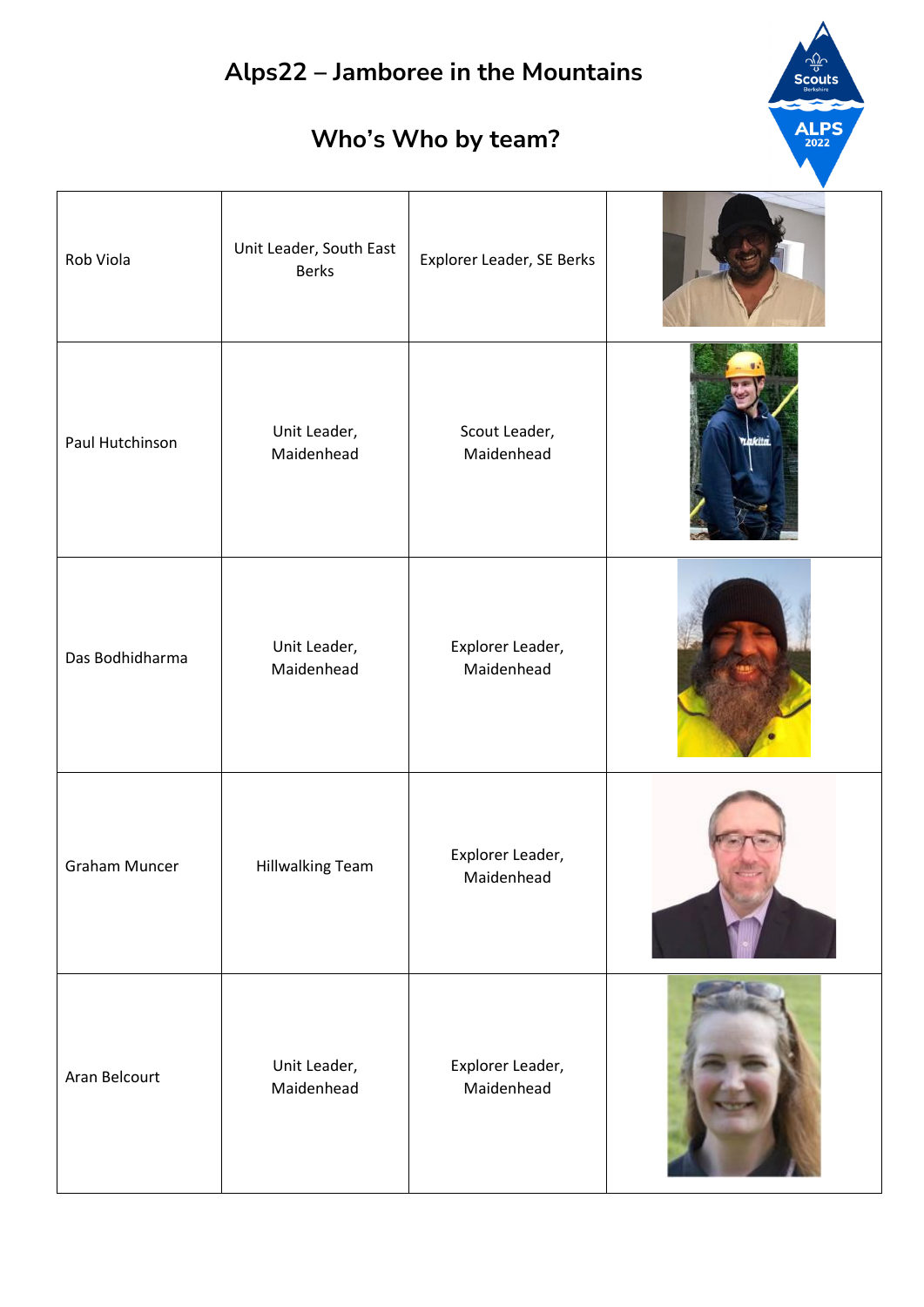# Alps22 – Jamboree in the Mountains

## Who's Who by team?

| | | | |
|---|---|---|---|
| Rob Viola | Unit Leader, South East Berks | Explorer Leader, SE Berks | |
| Paul Hutchinson | Unit Leader, Maidenhead | Scout Leader, Maidenhead | |
| Das Bodhidharma | Unit Leader, Maidenhead | Explorer Leader, Maidenhead | |
| Graham Muncer | Hillwalking Team | Explorer Leader, Maidenhead | |
| Aran Belcourt | Unit Leader, Maidenhead | Explorer Leader, Maidenhead | |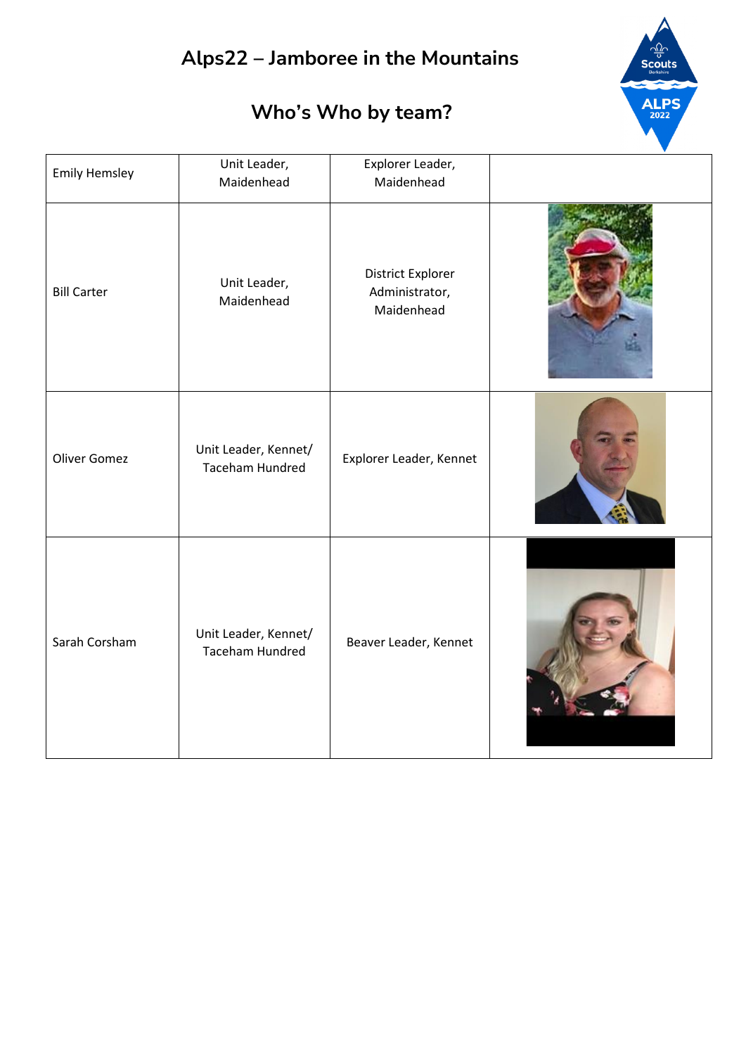# Alps22 – Jamboree in the Mountains

## Who's Who by team?

| | | | |
|---|---|---|---|
| Emily Hemsley | Unit Leader, Maidenhead | Explorer Leader, Maidenhead | |
| Bill Carter | Unit Leader, Maidenhead | District Explorer Administrator, Maidenhead | |
| Oliver Gomez | Unit Leader, Kennet/ Taceham Hundred | Explorer Leader, Kennet | |
| Sarah Corsham | Unit Leader, Kennet/ Taceham Hundred | Beaver Leader, Kennet | |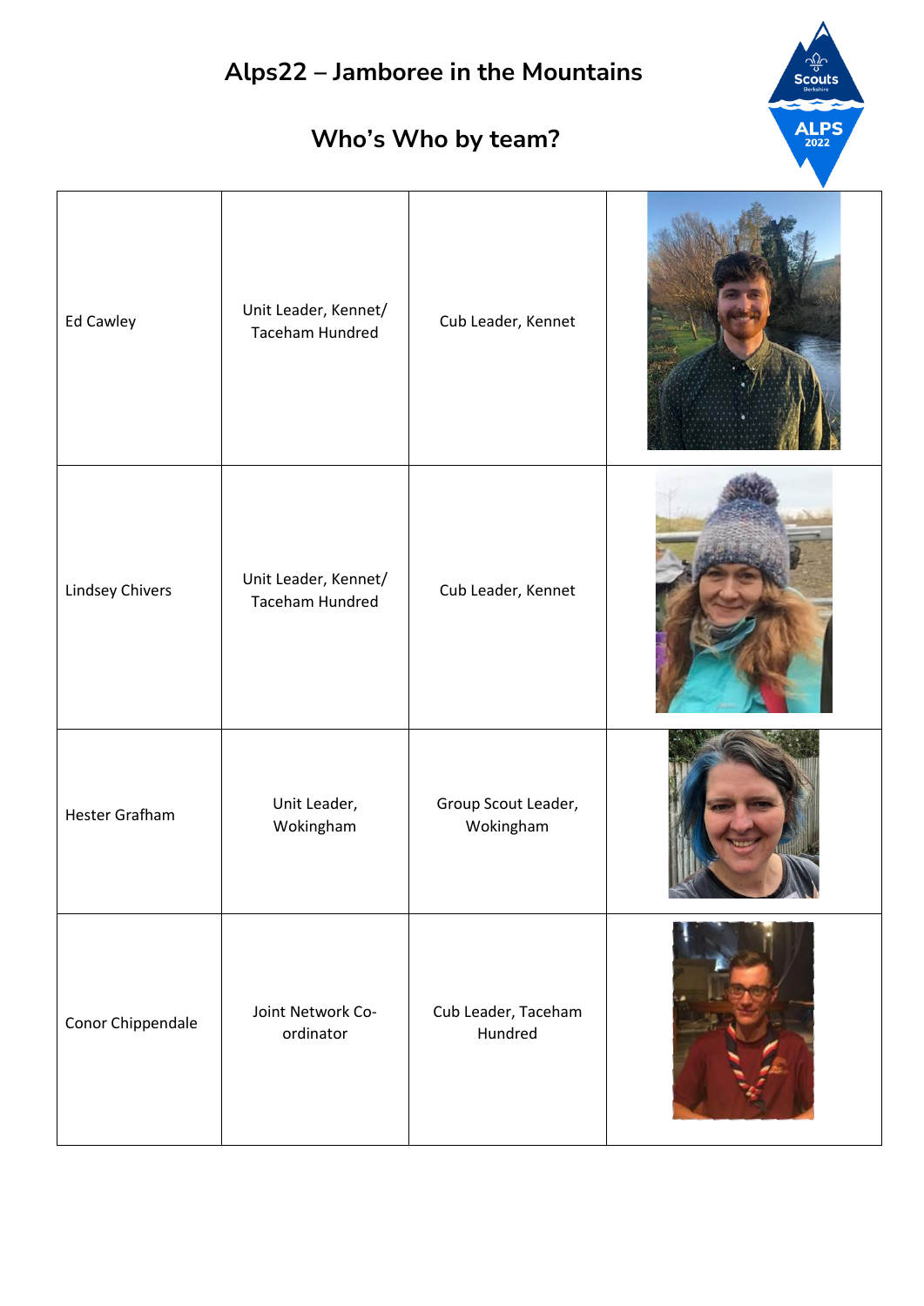# Alps22 – Jamboree in the Mountains

## Who's Who by team?

| | | | |
|---|---|---|---|
| Ed Cawley | Unit Leader, Kennet/ Taceham Hundred | Cub Leader, Kennet | |
| Lindsey Chivers | Unit Leader, Kennet/ Taceham Hundred | Cub Leader, Kennet | |
| Hester Grafham | Unit Leader, Wokingham | Group Scout Leader, Wokingham | |
| Conor Chippendale | Joint Network Co-ordinator | Cub Leader, Taceham Hundred | |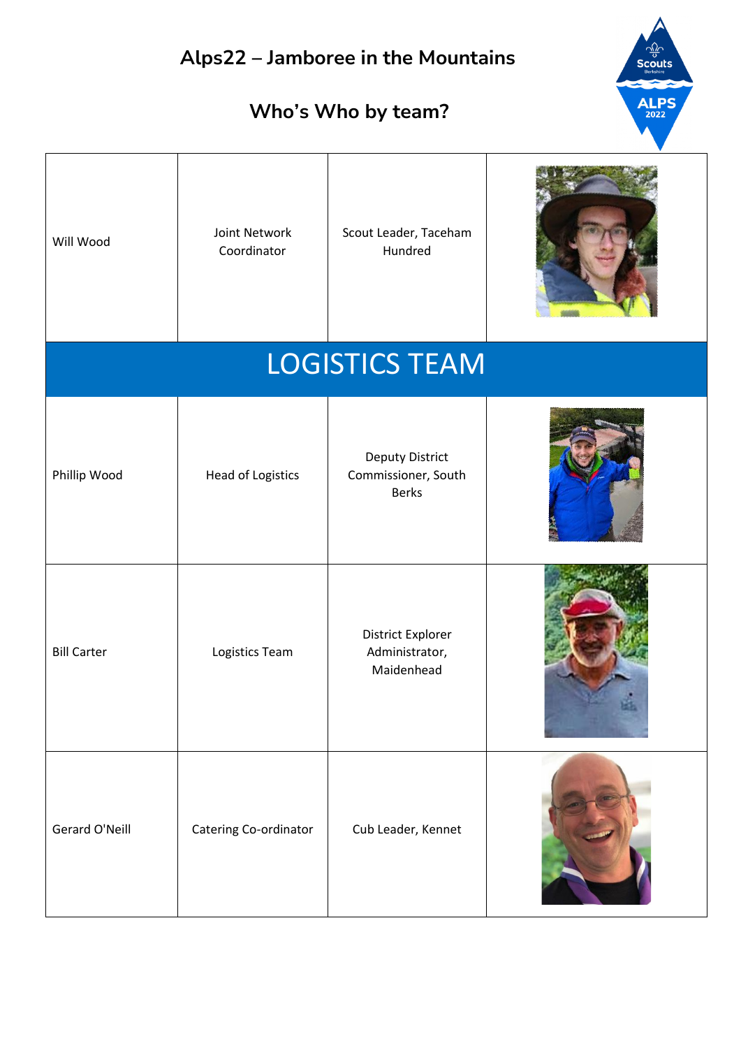# Alps22 – Jamboree in the Mountains

## Who's Who by team?

| | | | |
|---|---|---|---|
| Will Wood | Joint Network Coordinator | Scout Leader, Taceham Hundred | |
| **LOGISTICS TEAM** | | | |
| Phillip Wood | Head of Logistics | Deputy District Commissioner, South Berks | |
| Bill Carter | Logistics Team | District Explorer Administrator, Maidenhead | |
| Gerard O'Neill | Catering Co-ordinator | Cub Leader, Kennet | |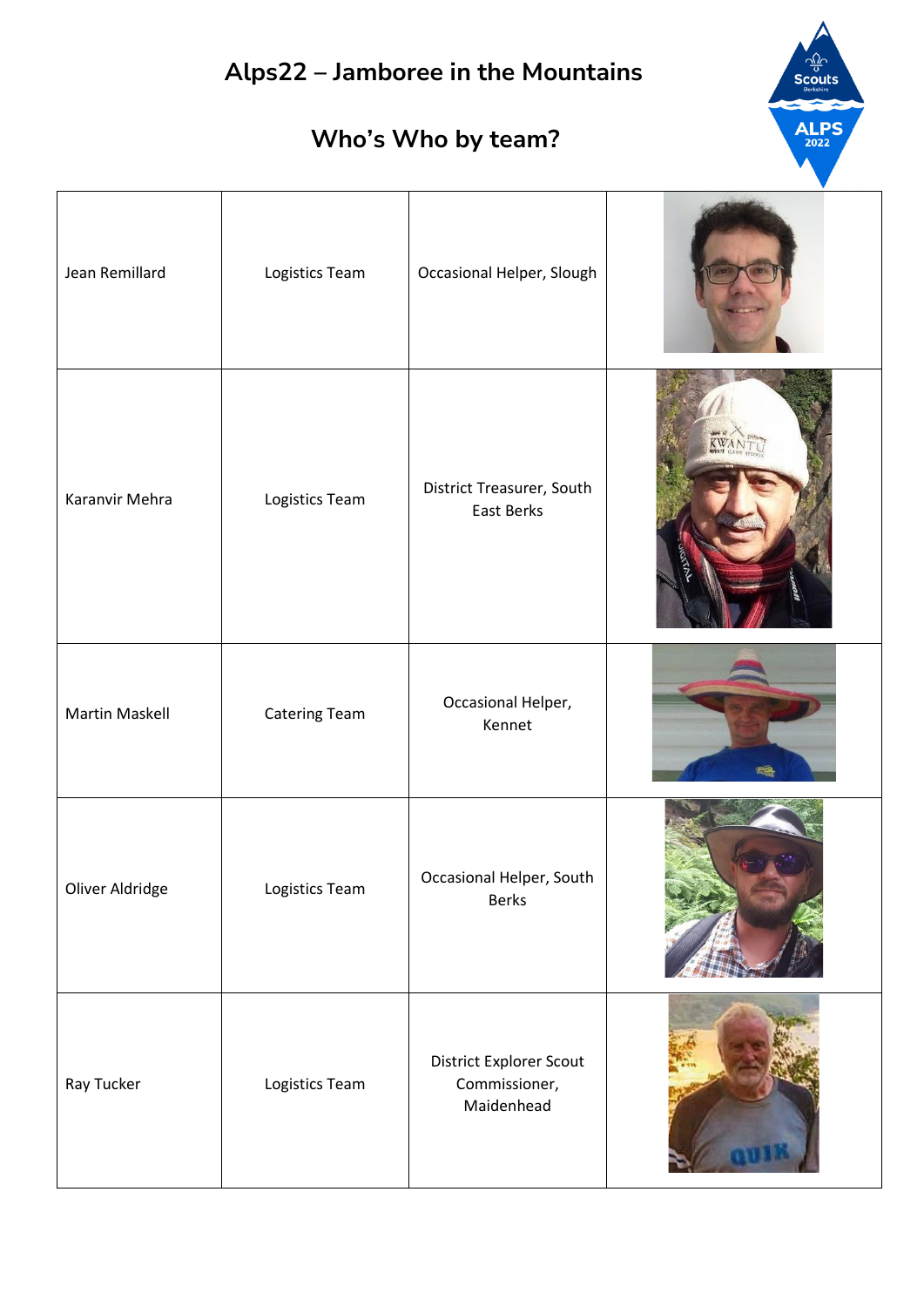# Alps22 – Jamboree in the Mountains

## Who's Who by team?

| | | | |
|---|---|---|---|
| Jean Remillard | Logistics Team | Occasional Helper, Slough | |
| Karanvir Mehra | Logistics Team | District Treasurer, South East Berks | |
| Martin Maskell | Catering Team | Occasional Helper, Kennet | |
| Oliver Aldridge | Logistics Team | Occasional Helper, South Berks | |
| Ray Tucker | Logistics Team | District Explorer Scout Commissioner, Maidenhead | |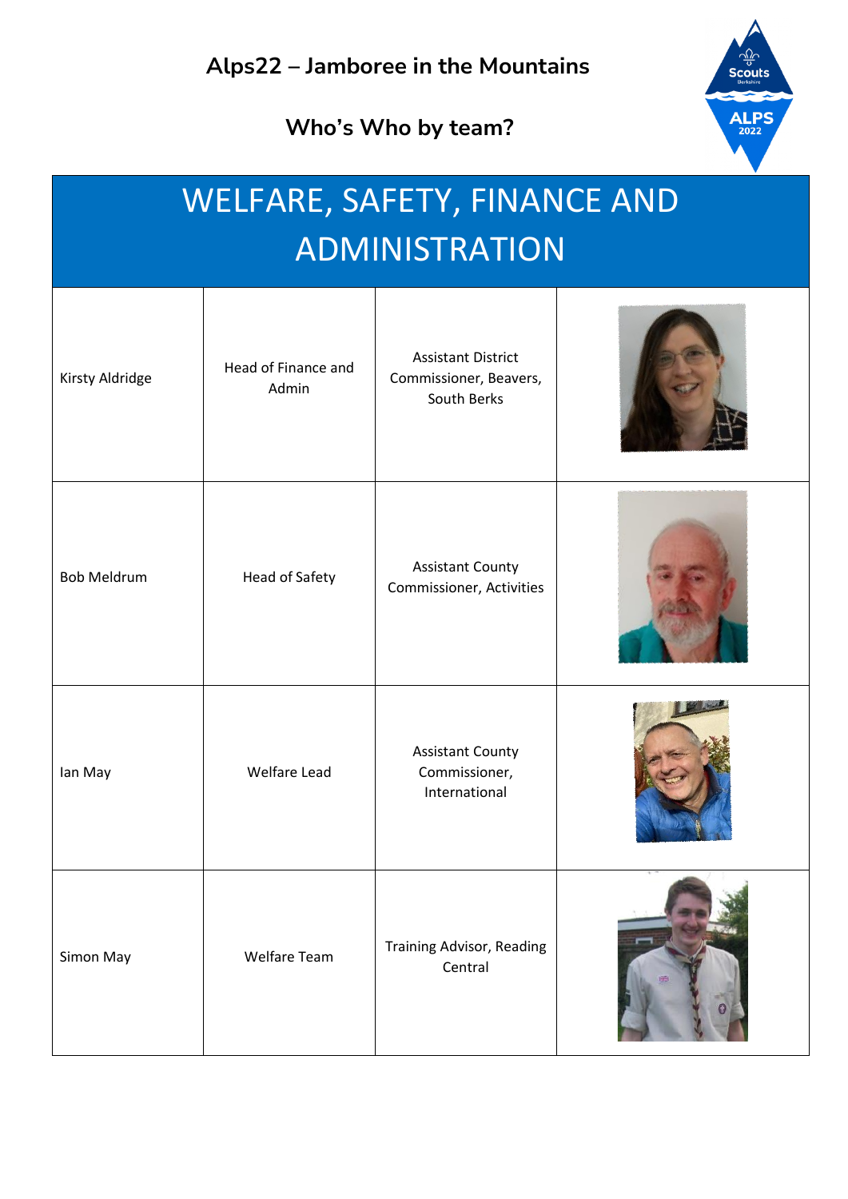# Alps22 – Jamboree in the Mountains

## Who's Who by team?

## WELFARE, SAFETY, FINANCE AND ADMINISTRATION

| Name | Role | Scouting Role | Photo |
| --- | --- | --- | --- |
| Kirsty Aldridge | Head of Finance and Admin | Assistant District Commissioner, Beavers, South Berks | |
| Bob Meldrum | Head of Safety | Assistant County Commissioner, Activities | |
| Ian May | Welfare Lead | Assistant County Commissioner, International | |
| Simon May | Welfare Team | Training Advisor, Reading Central | |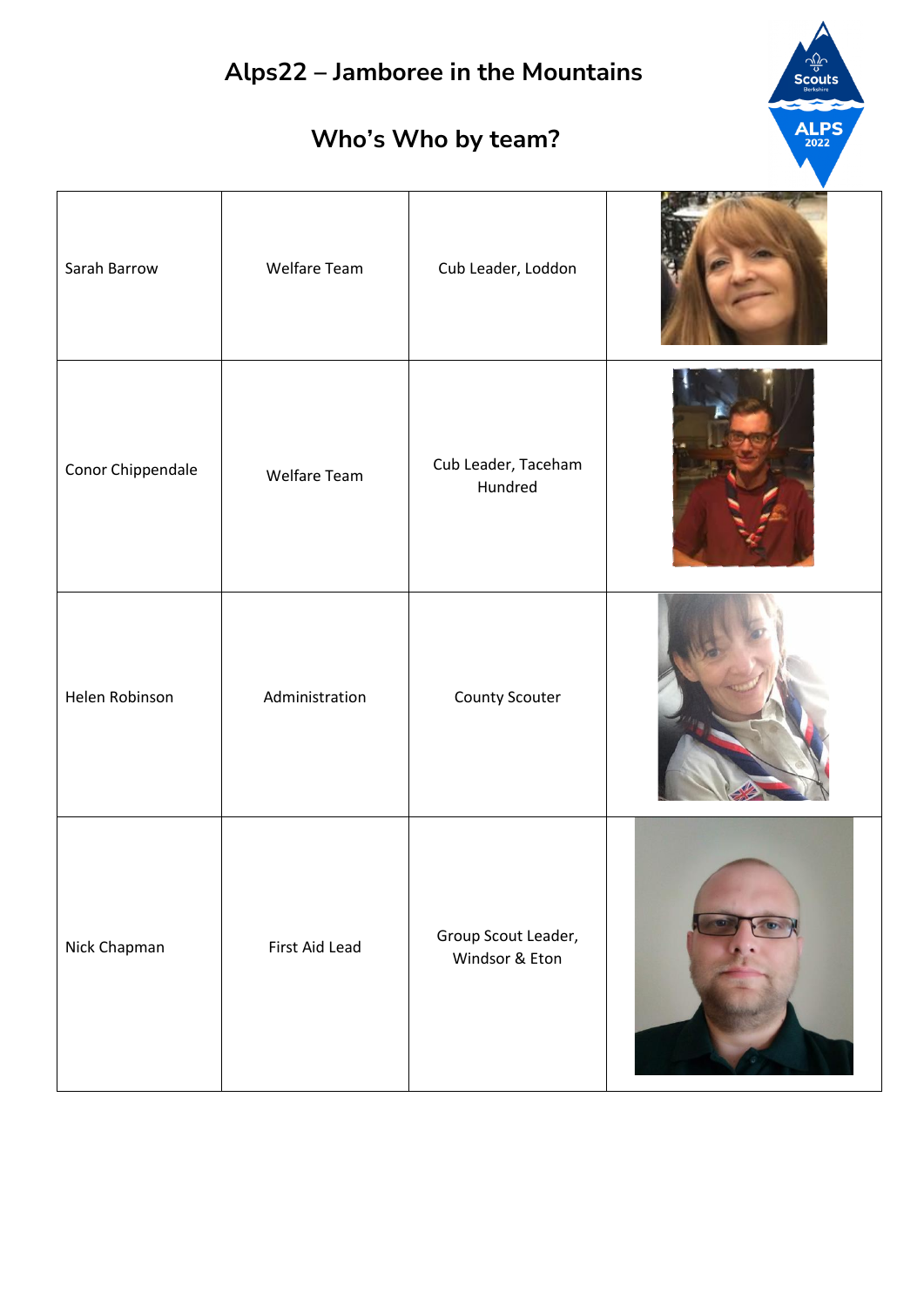# Alps22 – Jamboree in the Mountains

## Who's Who by team?

| | | | |
|---|---|---|---|
| Sarah Barrow | Welfare Team | Cub Leader, Loddon | |
| Conor Chippendale | Welfare Team | Cub Leader, Taceham Hundred | |
| Helen Robinson | Administration | County Scouter | |
| Nick Chapman | First Aid Lead | Group Scout Leader, Windsor & Eton | |